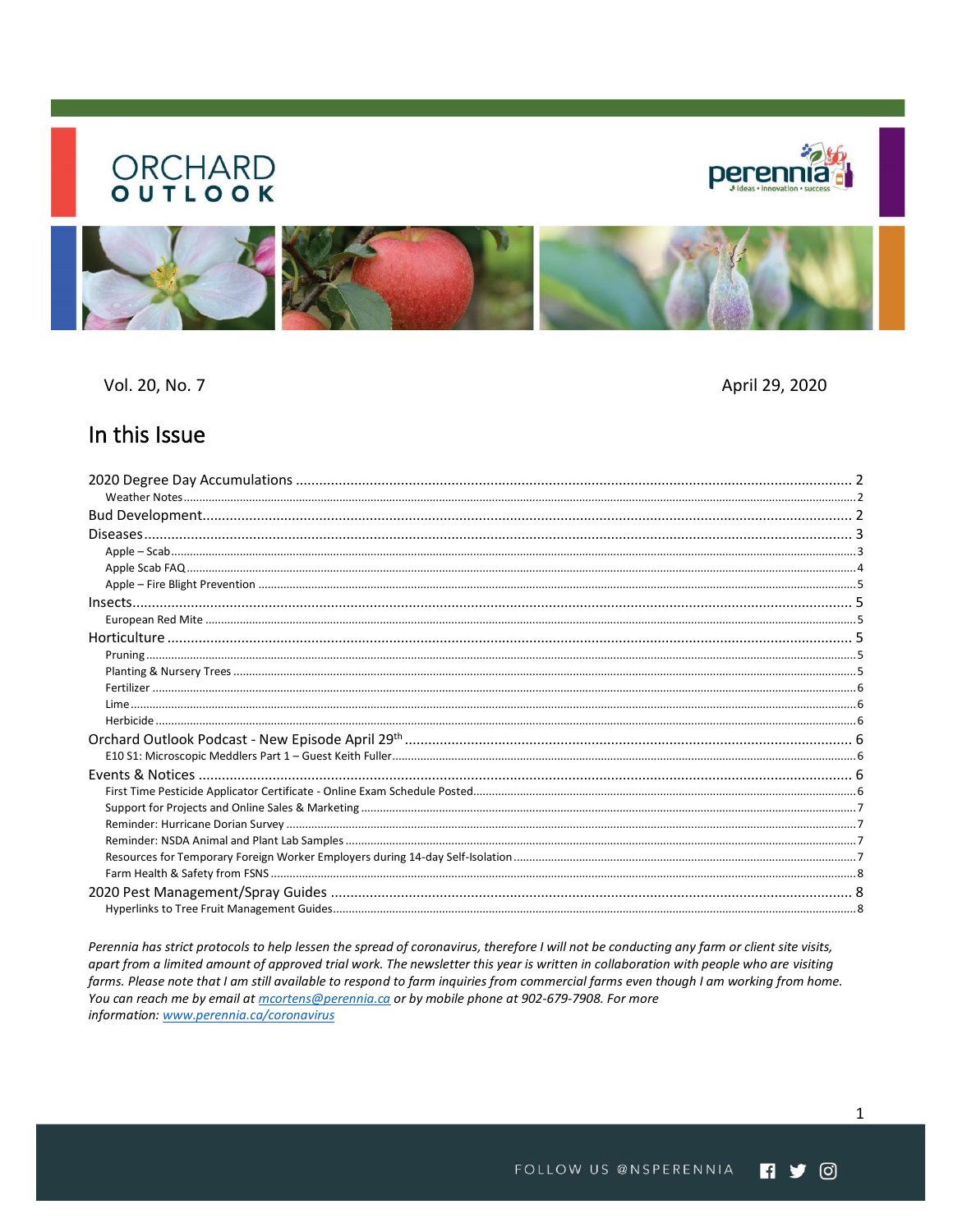# ORCHARD OUTLOOK

Vol. 20, No. 7

April 29, 2020

## In this Issue

- 2020 Degree Day Accumulations ........ 2
  - Weather Notes ........ 2
- Bud Development ........ 2
- Diseases ........ 3
  - Apple – Scab ........ 3
  - Apple Scab FAQ ........ 4
  - Apple – Fire Blight Prevention ........ 5
- Insects ........ 5
  - European Red Mite ........ 5
- Horticulture ........ 5
  - Pruning ........ 5
  - Planting & Nursery Trees ........ 5
  - Fertilizer ........ 6
  - Lime ........ 6
  - Herbicide ........ 6
- Orchard Outlook Podcast - New Episode April 29th ........ 6
  - E10 S1: Microscopic Meddlers Part 1 – Guest Keith Fuller ........ 6
- Events & Notices ........ 6
  - First Time Pesticide Applicator Certificate - Online Exam Schedule Posted ........ 6
  - Support for Projects and Online Sales & Marketing ........ 7
  - Reminder: Hurricane Dorian Survey ........ 7
  - Reminder: NSDA Animal and Plant Lab Samples ........ 7
  - Resources for Temporary Foreign Worker Employers during 14-day Self-Isolation ........ 7
  - Farm Health & Safety from FSNS ........ 8
- 2020 Pest Management/Spray Guides ........ 8
  - Hyperlinks to Tree Fruit Management Guides ........ 8

*Perennia has strict protocols to help lessen the spread of coronavirus, therefore I will not be conducting any farm or client site visits, apart from a limited amount of approved trial work. The newsletter this year is written in collaboration with people who are visiting farms. Please note that I am still available to respond to farm inquiries from commercial farms even though I am working from home. You can reach me by email at mcortens@perennia.ca or by mobile phone at 902-679-7908. For more information: www.perennia.ca/coronavirus*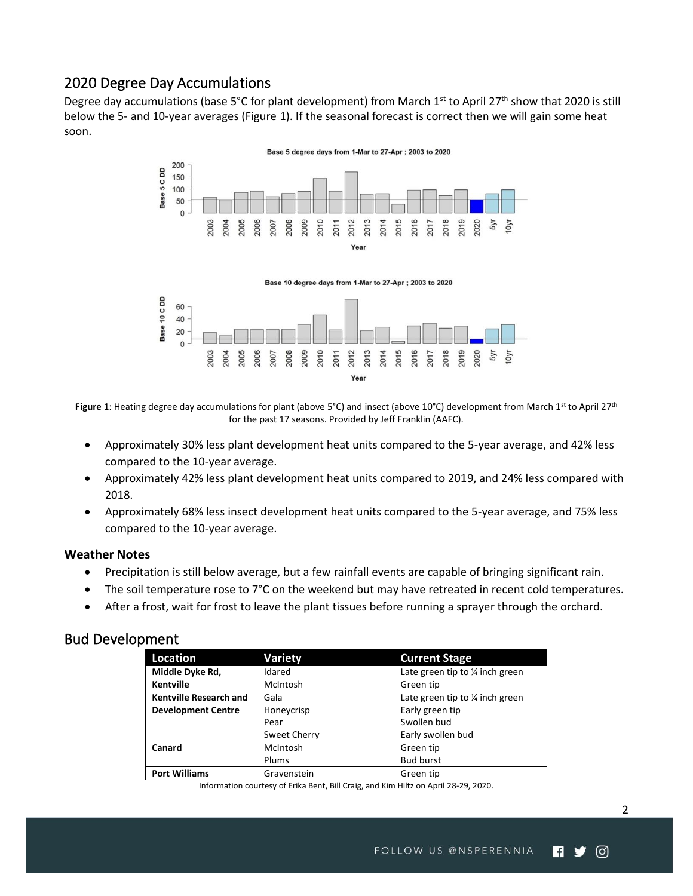## 2020 Degree Day Accumulations

Degree day accumulations (base 5°C for plant development) from March 1st to April 27th show that 2020 is still below the 5- and 10-year averages (Figure 1). If the seasonal forecast is correct then we will gain some heat soon.

**Figure 1**: Heating degree day accumulations for plant (above 5°C) and insect (above 10°C) development from March 1st to April 27th for the past 17 seasons. Provided by Jeff Franklin (AAFC).

- Approximately 30% less plant development heat units compared to the 5-year average, and 42% less compared to the 10-year average.
- Approximately 42% less plant development heat units compared to 2019, and 24% less compared with 2018.
- Approximately 68% less insect development heat units compared to the 5-year average, and 75% less compared to the 10-year average.

### Weather Notes

- Precipitation is still below average, but a few rainfall events are capable of bringing significant rain.
- The soil temperature rose to 7°C on the weekend but may have retreated in recent cold temperatures.
- After a frost, wait for frost to leave the plant tissues before running a sprayer through the orchard.

## Bud Development

| Location | Variety | Current Stage |
|---|---|---|
| **Middle Dyke Rd, Kentville** | Idared | Late green tip to ¼ inch green |
| | McIntosh | Green tip |
| **Kentville Research and Development Centre** | Gala | Late green tip to ¼ inch green |
| | Honeycrisp | Early green tip |
| | Pear | Swollen bud |
| | Sweet Cherry | Early swollen bud |
| **Canard** | McIntosh | Green tip |
| | Plums | Bud burst |
| **Port Williams** | Gravenstein | Green tip |

Information courtesy of Erika Bent, Bill Craig, and Kim Hiltz on April 28-29, 2020.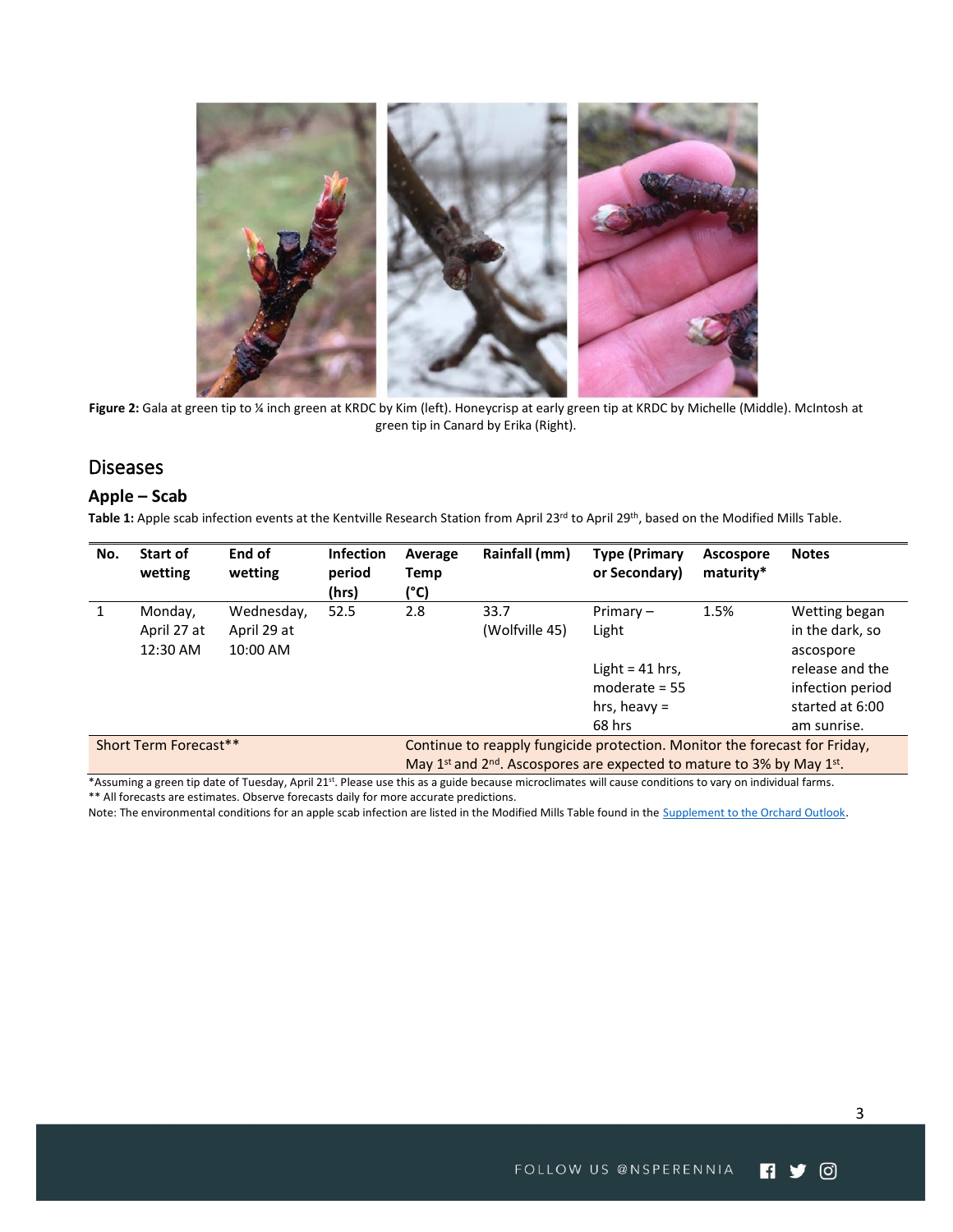**Figure 2:** Gala at green tip to ¼ inch green at KRDC by Kim (left). Honeycrisp at early green tip at KRDC by Michelle (Middle). McIntosh at green tip in Canard by Erika (Right).

## Diseases

### Apple – Scab

**Table 1:** Apple scab infection events at the Kentville Research Station from April 23rd to April 29th, based on the Modified Mills Table.

| No. | Start of wetting | End of wetting | Infection period (hrs) | Average Temp (°C) | Rainfall (mm) | Type (Primary or Secondary) | Ascospore maturity* | Notes |
|---|---|---|---|---|---|---|---|---|
| 1 | Monday, April 27 at 12:30 AM | Wednesday, April 29 at 10:00 AM | 52.5 | 2.8 | 33.7 (Wolfville 45) | Primary – Light<br><br>Light = 41 hrs, moderate = 55 hrs, heavy = 68 hrs | 1.5% | Wetting began in the dark, so ascospore release and the infection period started at 6:00 am sunrise. |
| Short Term Forecast** | | | | Continue to reapply fungicide protection. Monitor the forecast for Friday, May 1st and 2nd. Ascospores are expected to mature to 3% by May 1st. | | | | |

*Assuming a green tip date of Tuesday, April 21st. Please use this as a guide because microclimates will cause conditions to vary on individual farms.

** All forecasts are estimates. Observe forecasts daily for more accurate predictions.

Note: The environmental conditions for an apple scab infection are listed in the Modified Mills Table found in the Supplement to the Orchard Outlook.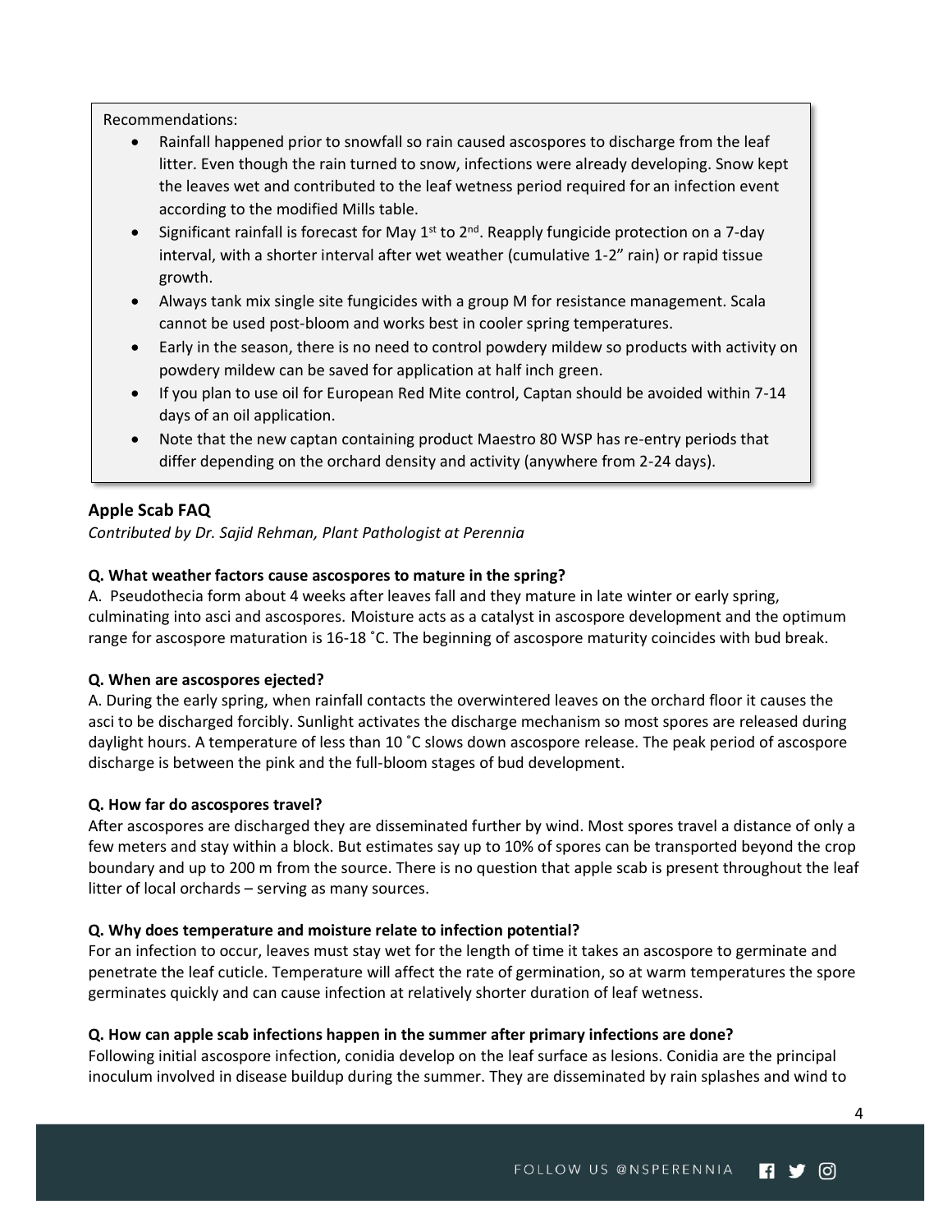Recommendations:

- Rainfall happened prior to snowfall so rain caused ascospores to discharge from the leaf litter. Even though the rain turned to snow, infections were already developing. Snow kept the leaves wet and contributed to the leaf wetness period required for an infection event according to the modified Mills table.
- Significant rainfall is forecast for May 1st to 2nd. Reapply fungicide protection on a 7-day interval, with a shorter interval after wet weather (cumulative 1-2" rain) or rapid tissue growth.
- Always tank mix single site fungicides with a group M for resistance management. Scala cannot be used post-bloom and works best in cooler spring temperatures.
- Early in the season, there is no need to control powdery mildew so products with activity on powdery mildew can be saved for application at half inch green.
- If you plan to use oil for European Red Mite control, Captan should be avoided within 7-14 days of an oil application.
- Note that the new captan containing product Maestro 80 WSP has re-entry periods that differ depending on the orchard density and activity (anywhere from 2-24 days).

## Apple Scab FAQ

*Contributed by Dr. Sajid Rehman, Plant Pathologist at Perennia*

**Q. What weather factors cause ascospores to mature in the spring?**

A. Pseudothecia form about 4 weeks after leaves fall and they mature in late winter or early spring, culminating into asci and ascospores. Moisture acts as a catalyst in ascospore development and the optimum range for ascospore maturation is 16-18 ˚C. The beginning of ascospore maturity coincides with bud break.

**Q. When are ascospores ejected?**

A. During the early spring, when rainfall contacts the overwintered leaves on the orchard floor it causes the asci to be discharged forcibly. Sunlight activates the discharge mechanism so most spores are released during daylight hours. A temperature of less than 10 ˚C slows down ascospore release. The peak period of ascospore discharge is between the pink and the full-bloom stages of bud development.

**Q. How far do ascospores travel?**

After ascospores are discharged they are disseminated further by wind. Most spores travel a distance of only a few meters and stay within a block. But estimates say up to 10% of spores can be transported beyond the crop boundary and up to 200 m from the source. There is no question that apple scab is present throughout the leaf litter of local orchards – serving as many sources.

**Q. Why does temperature and moisture relate to infection potential?**

For an infection to occur, leaves must stay wet for the length of time it takes an ascospore to germinate and penetrate the leaf cuticle. Temperature will affect the rate of germination, so at warm temperatures the spore germinates quickly and can cause infection at relatively shorter duration of leaf wetness.

**Q. How can apple scab infections happen in the summer after primary infections are done?**

Following initial ascospore infection, conidia develop on the leaf surface as lesions. Conidia are the principal inoculum involved in disease buildup during the summer. They are disseminated by rain splashes and wind to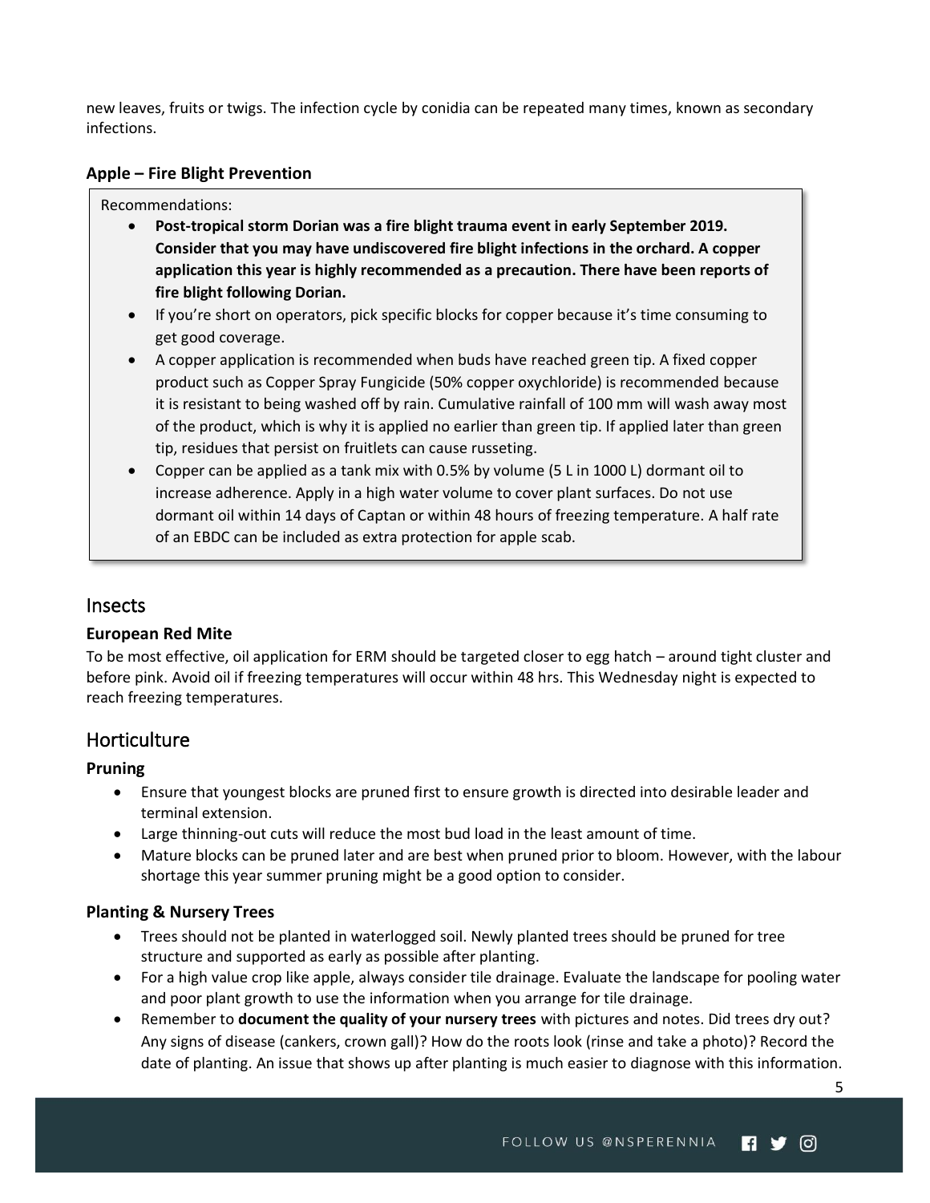new leaves, fruits or twigs. The infection cycle by conidia can be repeated many times, known as secondary infections.

### Apple – Fire Blight Prevention

Recommendations:

- **Post-tropical storm Dorian was a fire blight trauma event in early September 2019. Consider that you may have undiscovered fire blight infections in the orchard. A copper application this year is highly recommended as a precaution. There have been reports of fire blight following Dorian.**
- If you're short on operators, pick specific blocks for copper because it's time consuming to get good coverage.
- A copper application is recommended when buds have reached green tip. A fixed copper product such as Copper Spray Fungicide (50% copper oxychloride) is recommended because it is resistant to being washed off by rain. Cumulative rainfall of 100 mm will wash away most of the product, which is why it is applied no earlier than green tip. If applied later than green tip, residues that persist on fruitlets can cause russeting.
- Copper can be applied as a tank mix with 0.5% by volume (5 L in 1000 L) dormant oil to increase adherence. Apply in a high water volume to cover plant surfaces. Do not use dormant oil within 14 days of Captan or within 48 hours of freezing temperature. A half rate of an EBDC can be included as extra protection for apple scab.

## Insects

### European Red Mite

To be most effective, oil application for ERM should be targeted closer to egg hatch – around tight cluster and before pink. Avoid oil if freezing temperatures will occur within 48 hrs. This Wednesday night is expected to reach freezing temperatures.

## Horticulture

### Pruning

- Ensure that youngest blocks are pruned first to ensure growth is directed into desirable leader and terminal extension.
- Large thinning-out cuts will reduce the most bud load in the least amount of time.
- Mature blocks can be pruned later and are best when pruned prior to bloom. However, with the labour shortage this year summer pruning might be a good option to consider.

### Planting & Nursery Trees

- Trees should not be planted in waterlogged soil. Newly planted trees should be pruned for tree structure and supported as early as possible after planting.
- For a high value crop like apple, always consider tile drainage. Evaluate the landscape for pooling water and poor plant growth to use the information when you arrange for tile drainage.
- Remember to **document the quality of your nursery trees** with pictures and notes. Did trees dry out? Any signs of disease (cankers, crown gall)? How do the roots look (rinse and take a photo)? Record the date of planting. An issue that shows up after planting is much easier to diagnose with this information.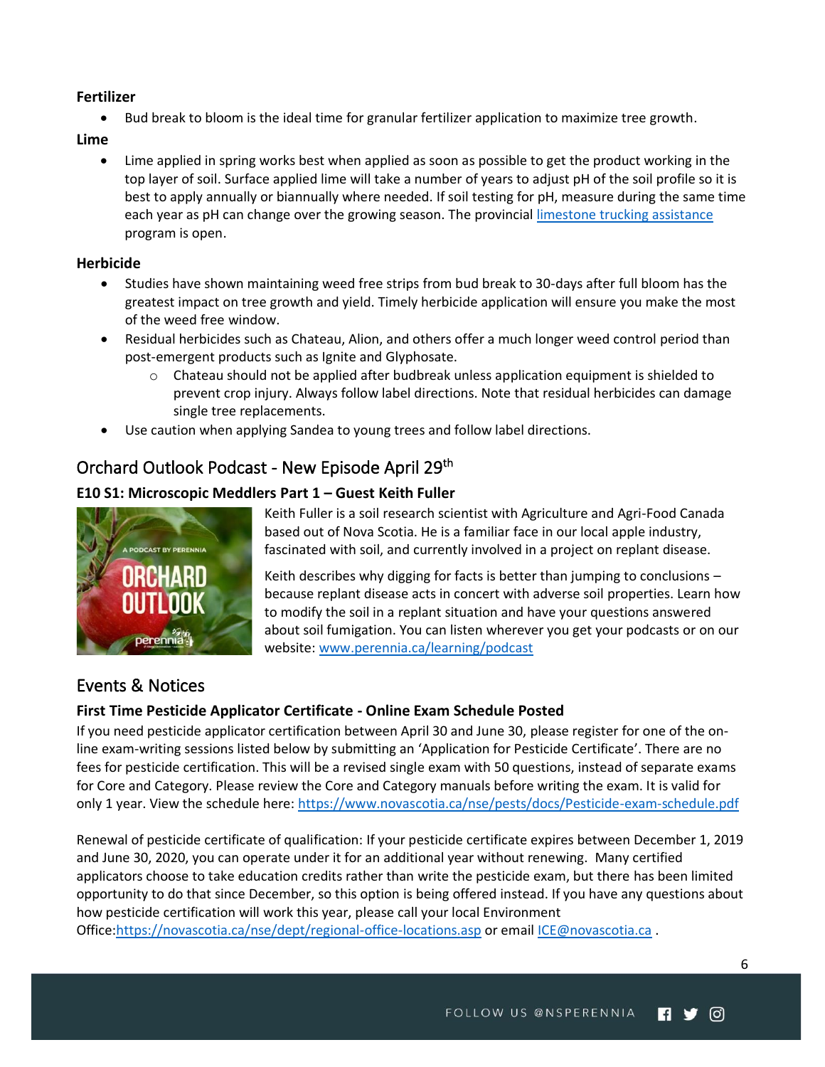**Fertilizer**

- Bud break to bloom is the ideal time for granular fertilizer application to maximize tree growth.

**Lime**

- Lime applied in spring works best when applied as soon as possible to get the product working in the top layer of soil. Surface applied lime will take a number of years to adjust pH of the soil profile so it is best to apply annually or biannually where needed. If soil testing for pH, measure during the same time each year as pH can change over the growing season. The provincial [limestone trucking assistance]() program is open.

**Herbicide**

- Studies have shown maintaining weed free strips from bud break to 30-days after full bloom has the greatest impact on tree growth and yield. Timely herbicide application will ensure you make the most of the weed free window.
- Residual herbicides such as Chateau, Alion, and others offer a much longer weed control period than post-emergent products such as Ignite and Glyphosate.
    - Chateau should not be applied after budbreak unless application equipment is shielded to prevent crop injury. Always follow label directions. Note that residual herbicides can damage single tree replacements.
- Use caution when applying Sandea to young trees and follow label directions.

## Orchard Outlook Podcast - New Episode April 29th

### E10 S1: Microscopic Meddlers Part 1 – Guest Keith Fuller

Keith Fuller is a soil research scientist with Agriculture and Agri-Food Canada based out of Nova Scotia. He is a familiar face in our local apple industry, fascinated with soil, and currently involved in a project on replant disease.

Keith describes why digging for facts is better than jumping to conclusions – because replant disease acts in concert with adverse soil properties. Learn how to modify the soil in a replant situation and have your questions answered about soil fumigation. You can listen wherever you get your podcasts or on our website: [www.perennia.ca/learning/podcast](www.perennia.ca/learning/podcast)

## Events & Notices

### First Time Pesticide Applicator Certificate - Online Exam Schedule Posted

If you need pesticide applicator certification between April 30 and June 30, please register for one of the on-line exam-writing sessions listed below by submitting an 'Application for Pesticide Certificate'. There are no fees for pesticide certification. This will be a revised single exam with 50 questions, instead of separate exams for Core and Category. Please review the Core and Category manuals before writing the exam. It is valid for only 1 year. View the schedule here: [https://www.novascotia.ca/nse/pests/docs/Pesticide-exam-schedule.pdf](https://www.novascotia.ca/nse/pests/docs/Pesticide-exam-schedule.pdf)

Renewal of pesticide certificate of qualification: If your pesticide certificate expires between December 1, 2019 and June 30, 2020, you can operate under it for an additional year without renewing. Many certified applicators choose to take education credits rather than write the pesticide exam, but there has been limited opportunity to do that since December, so this option is being offered instead. If you have any questions about how pesticide certification will work this year, please call your local Environment Office:[https://novascotia.ca/nse/dept/regional-office-locations.asp](https://novascotia.ca/nse/dept/regional-office-locations.asp) or email [ICE@novascotia.ca](mailto:ICE@novascotia.ca) .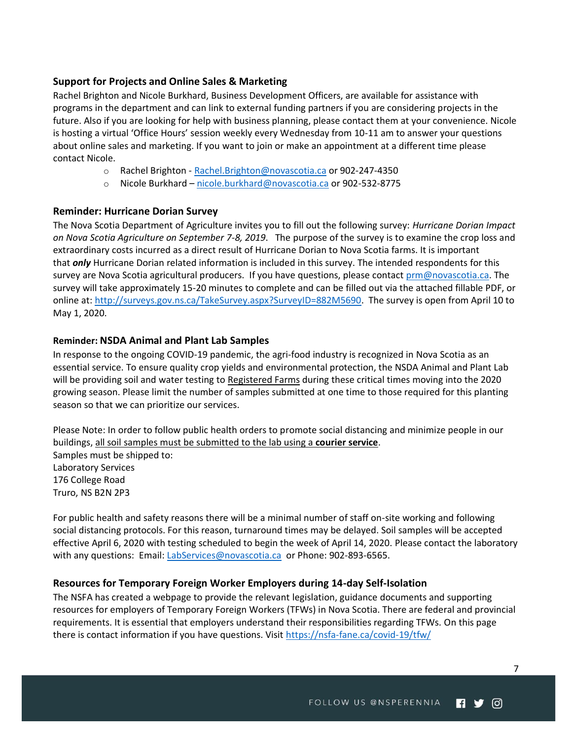### Support for Projects and Online Sales & Marketing

Rachel Brighton and Nicole Burkhard, Business Development Officers, are available for assistance with programs in the department and can link to external funding partners if you are considering projects in the future. Also if you are looking for help with business planning, please contact them at your convenience. Nicole is hosting a virtual 'Office Hours' session weekly every Wednesday from 10-11 am to answer your questions about online sales and marketing. If you want to join or make an appointment at a different time please contact Nicole.

- Rachel Brighton - Rachel.Brighton@novascotia.ca or 902-247-4350
- Nicole Burkhard – nicole.burkhard@novascotia.ca or 902-532-8775

### Reminder: Hurricane Dorian Survey

The Nova Scotia Department of Agriculture invites you to fill out the following survey: *Hurricane Dorian Impact on Nova Scotia Agriculture on September 7-8, 2019*. The purpose of the survey is to examine the crop loss and extraordinary costs incurred as a direct result of Hurricane Dorian to Nova Scotia farms. It is important that ***only*** Hurricane Dorian related information is included in this survey. The intended respondents for this survey are Nova Scotia agricultural producers. If you have questions, please contact prm@novascotia.ca. The survey will take approximately 15-20 minutes to complete and can be filled out via the attached fillable PDF, or online at: http://surveys.gov.ns.ca/TakeSurvey.aspx?SurveyID=882M5690. The survey is open from April 10 to May 1, 2020.

### Reminder: NSDA Animal and Plant Lab Samples

In response to the ongoing COVID-19 pandemic, the agri-food industry is recognized in Nova Scotia as an essential service. To ensure quality crop yields and environmental protection, the NSDA Animal and Plant Lab will be providing soil and water testing to Registered Farms during these critical times moving into the 2020 growing season. Please limit the number of samples submitted at one time to those required for this planting season so that we can prioritize our services.

Please Note: In order to follow public health orders to promote social distancing and minimize people in our buildings, all soil samples must be submitted to the lab using a **courier service**.
Samples must be shipped to:
Laboratory Services
176 College Road
Truro, NS B2N 2P3

For public health and safety reasons there will be a minimal number of staff on-site working and following social distancing protocols. For this reason, turnaround times may be delayed. Soil samples will be accepted effective April 6, 2020 with testing scheduled to begin the week of April 14, 2020. Please contact the laboratory with any questions: Email: LabServices@novascotia.ca or Phone: 902-893-6565.

### Resources for Temporary Foreign Worker Employers during 14-day Self-Isolation

The NSFA has created a webpage to provide the relevant legislation, guidance documents and supporting resources for employers of Temporary Foreign Workers (TFWs) in Nova Scotia. There are federal and provincial requirements. It is essential that employers understand their responsibilities regarding TFWs. On this page there is contact information if you have questions. Visit https://nsfa-fane.ca/covid-19/tfw/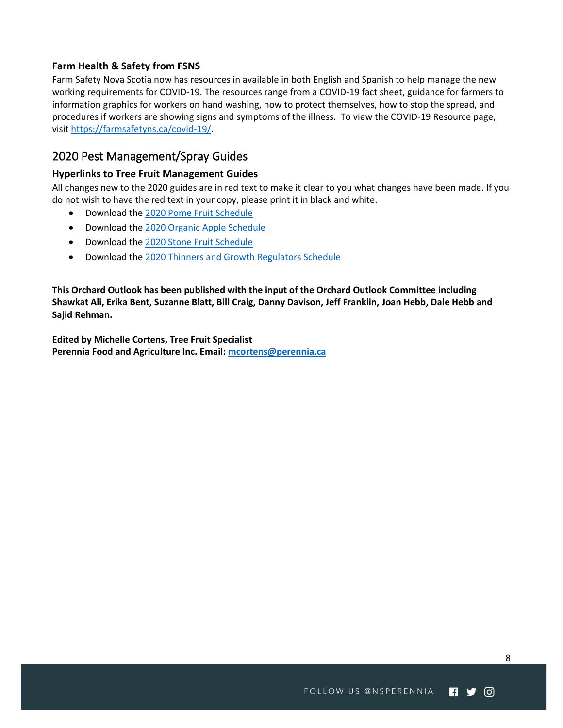### Farm Health & Safety from FSNS

Farm Safety Nova Scotia now has resources in available in both English and Spanish to help manage the new working requirements for COVID-19. The resources range from a COVID-19 fact sheet, guidance for farmers to information graphics for workers on hand washing, how to protect themselves, how to stop the spread, and procedures if workers are showing signs and symptoms of the illness. To view the COVID-19 Resource page, visit https://farmsafetyns.ca/covid-19/.

## 2020 Pest Management/Spray Guides

### Hyperlinks to Tree Fruit Management Guides

All changes new to the 2020 guides are in red text to make it clear to you what changes have been made. If you do not wish to have the red text in your copy, please print it in black and white.

- Download the 2020 Pome Fruit Schedule
- Download the 2020 Organic Apple Schedule
- Download the 2020 Stone Fruit Schedule
- Download the 2020 Thinners and Growth Regulators Schedule

**This Orchard Outlook has been published with the input of the Orchard Outlook Committee including Shawkat Ali, Erika Bent, Suzanne Blatt, Bill Craig, Danny Davison, Jeff Franklin, Joan Hebb, Dale Hebb and Sajid Rehman.**

**Edited by Michelle Cortens, Tree Fruit Specialist**
**Perennia Food and Agriculture Inc. Email: mcortens@perennia.ca**

FOLLOW US @NSPERENNIA